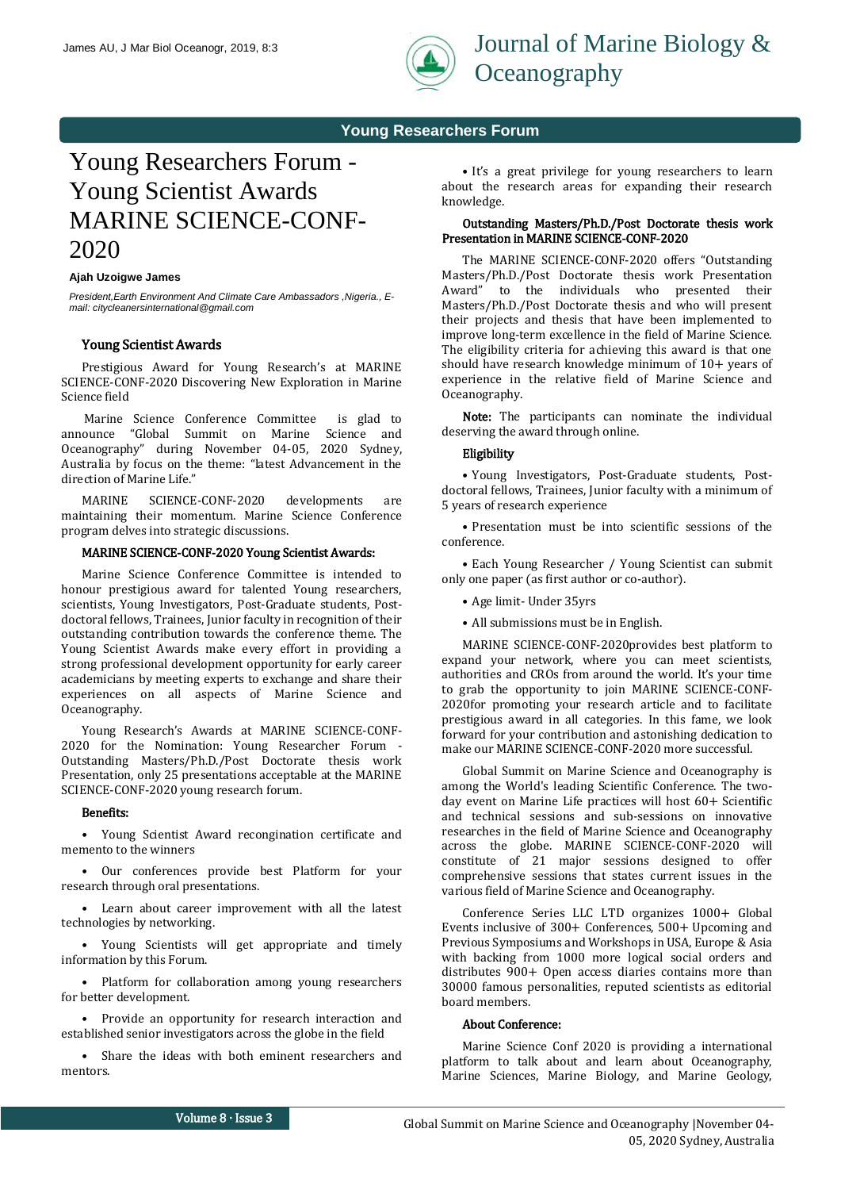# Young Researchers Forum - Young Scientist Awards MARINE SCIENCE-CONF-2020

**Ajah Uzoigwe James**

*President,Earth Environment And Climate Care Ambassadors ,Nigeria., E-mail: citycleanersinternational@gmail.com*

## Young Scientist Awards

Prestigious Award for Young Research's at MARINE SCIENCE-CONF-2020 Discovering New Exploration in Marine Science field

Marine Science Conference Committee is glad to announce "Global Summit on Marine Science and Oceanography" during November 04-05, 2020 Sydney, Australia by focus on the theme: "latest Advancement in the direction of Marine Life."

MARINE SCIENCE-CONF-2020 developments are maintaining their momentum. Marine Science Conference program delves into strategic discussions.

### MARINE SCIENCE-CONF-2020 Young Scientist Awards:

Marine Science Conference Committee is intended to honour prestigious award for talented Young researchers, scientists, Young Investigators, Post-Graduate students, Post-doctoral fellows, Trainees, Junior faculty in recognition of their outstanding contribution towards the conference theme. The Young Scientist Awards make every effort in providing a strong professional development opportunity for early career academicians by meeting experts to exchange and share their experiences on all aspects of Marine Science and Oceanography.

Young Research's Awards at MARINE SCIENCE-CONF-2020 for the Nomination: Young Researcher Forum - Outstanding Masters/Ph.D./Post Doctorate thesis work Presentation, only 25 presentations acceptable at the MARINE SCIENCE-CONF-2020 young research forum.

### Benefits:

- Young Scientist Award recongination certificate and memento to the winners
- Our conferences provide best Platform for your research through oral presentations.
- Learn about career improvement with all the latest technologies by networking.
- Young Scientists will get appropriate and timely information by this Forum.
- Platform for collaboration among young researchers for better development.
- Provide an opportunity for research interaction and established senior investigators across the globe in the field
- Share the ideas with both eminent researchers and mentors.
- It's a great privilege for young researchers to learn about the research areas for expanding their research knowledge.

### Outstanding Masters/Ph.D./Post Doctorate thesis work Presentation in MARINE SCIENCE-CONF-2020

The MARINE SCIENCE-CONF-2020 offers "Outstanding Masters/Ph.D./Post Doctorate thesis work Presentation Award" to the individuals who presented their Masters/Ph.D./Post Doctorate thesis and who will present their projects and thesis that have been implemented to improve long-term excellence in the field of Marine Science. The eligibility criteria for achieving this award is that one should have research knowledge minimum of 10+ years of experience in the relative field of Marine Science and Oceanography.

**Note:** The participants can nominate the individual deserving the award through online.

### Eligibility

- Young Investigators, Post-Graduate students, Post-doctoral fellows, Trainees, Junior faculty with a minimum of 5 years of research experience
- Presentation must be into scientific sessions of the conference.
- Each Young Researcher / Young Scientist can submit only one paper (as first author or co-author).
- Age limit- Under 35yrs
- All submissions must be in English.

MARINE SCIENCE-CONF-2020provides best platform to expand your network, where you can meet scientists, authorities and CROs from around the world. It's your time to grab the opportunity to join MARINE SCIENCE-CONF-2020for promoting your research article and to facilitate prestigious award in all categories. In this fame, we look forward for your contribution and astonishing dedication to make our MARINE SCIENCE-CONF-2020 more successful.

Global Summit on Marine Science and Oceanography is among the World's leading Scientific Conference. The two-day event on Marine Life practices will host 60+ Scientific and technical sessions and sub-sessions on innovative researches in the field of Marine Science and Oceanography across the globe. MARINE SCIENCE-CONF-2020 will constitute of 21 major sessions designed to offer comprehensive sessions that states current issues in the various field of Marine Science and Oceanography.

Conference Series LLC LTD organizes 1000+ Global Events inclusive of 300+ Conferences, 500+ Upcoming and Previous Symposiums and Workshops in USA, Europe & Asia with backing from 1000 more logical social orders and distributes 900+ Open access diaries contains more than 30000 famous personalities, reputed scientists as editorial board members.

### About Conference:

Marine Science Conf 2020 is providing a international platform to talk about and learn about Oceanography, Marine Sciences, Marine Biology, and Marine Geology,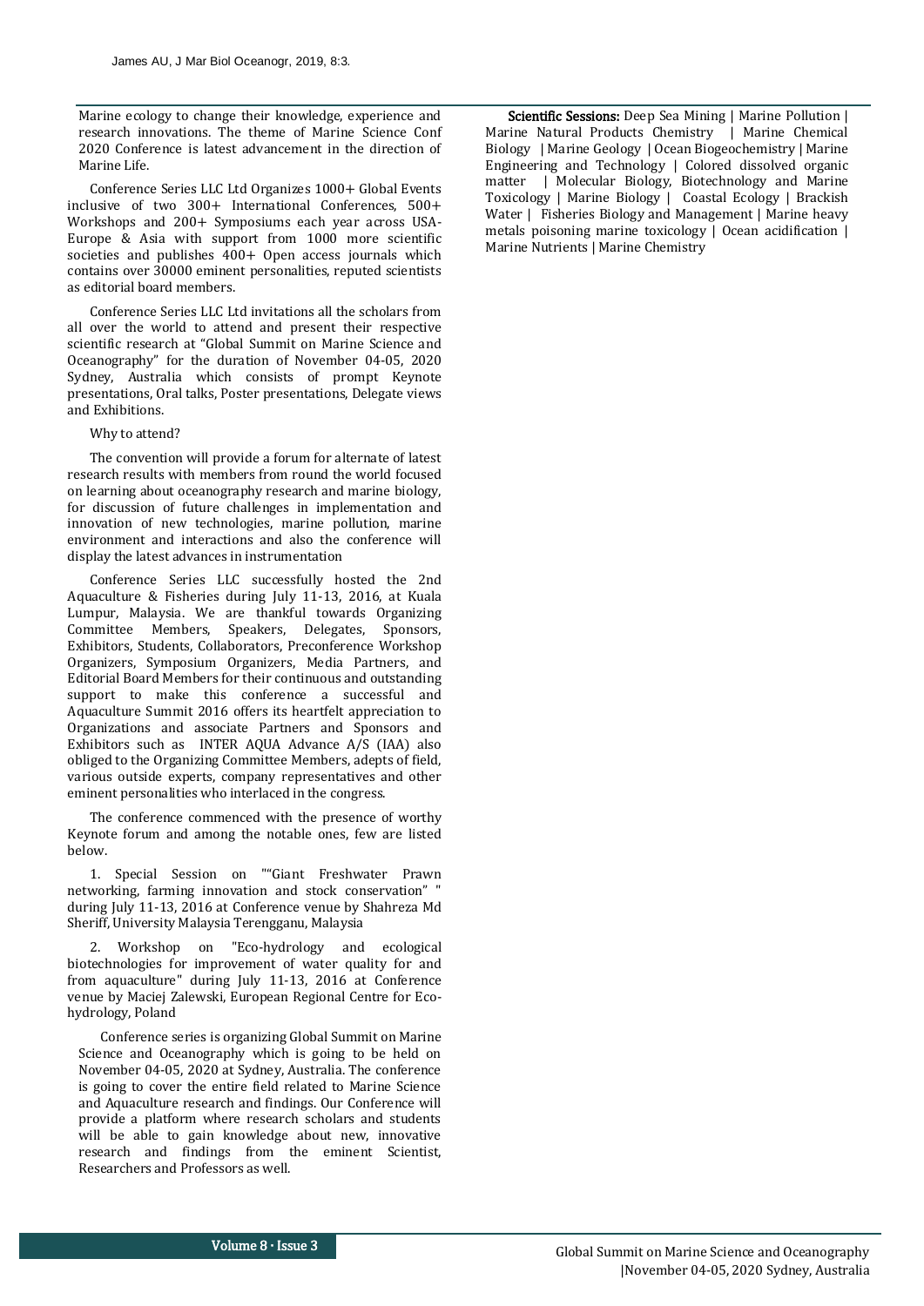Marine ecology to change their knowledge, experience and research innovations. The theme of Marine Science Conf 2020 Conference is latest advancement in the direction of Marine Life.

Conference Series LLC Ltd Organizes 1000+ Global Events inclusive of two 300+ International Conferences, 500+ Workshops and 200+ Symposiums each year across USA-Europe & Asia with support from 1000 more scientific societies and publishes 400+ Open access journals which contains over 30000 eminent personalities, reputed scientists as editorial board members.

Conference Series LLC Ltd invitations all the scholars from all over the world to attend and present their respective scientific research at "Global Summit on Marine Science and Oceanography" for the duration of November 04-05, 2020 Sydney, Australia which consists of prompt Keynote presentations, Oral talks, Poster presentations, Delegate views and Exhibitions.

Why to attend?

The convention will provide a forum for alternate of latest research results with members from round the world focused on learning about oceanography research and marine biology, for discussion of future challenges in implementation and innovation of new technologies, marine pollution, marine environment and interactions and also the conference will display the latest advances in instrumentation

Conference Series LLC successfully hosted the 2nd Aquaculture & Fisheries during July 11-13, 2016, at Kuala Lumpur, Malaysia. We are thankful towards Organizing Committee Members, Speakers, Delegates, Sponsors, Exhibitors, Students, Collaborators, Preconference Workshop Organizers, Symposium Organizers, Media Partners, and Editorial Board Members for their continuous and outstanding support to make this conference a successful and Aquaculture Summit 2016 offers its heartfelt appreciation to Organizations and associate Partners and Sponsors and Exhibitors such as INTER AQUA Advance A/S (IAA) also obliged to the Organizing Committee Members, adepts of field, various outside experts, company representatives and other eminent personalities who interlaced in the congress.

The conference commenced with the presence of worthy Keynote forum and among the notable ones, few are listed below.

1. Special Session on ""Giant Freshwater Prawn networking, farming innovation and stock conservation" " during July 11-13, 2016 at Conference venue by Shahreza Md Sheriff, University Malaysia Terengganu, Malaysia

2. Workshop on "Eco-hydrology and ecological biotechnologies for improvement of water quality for and from aquaculture" during July 11-13, 2016 at Conference venue by Maciej Zalewski, European Regional Centre for Eco-hydrology, Poland

Conference series is organizing Global Summit on Marine Science and Oceanography which is going to be held on November 04-05, 2020 at Sydney, Australia. The conference is going to cover the entire field related to Marine Science and Aquaculture research and findings. Our Conference will provide a platform where research scholars and students will be able to gain knowledge about new, innovative research and findings from the eminent Scientist, Researchers and Professors as well.

**Scientific Sessions:** Deep Sea Mining | Marine Pollution | Marine Natural Products Chemistry | Marine Chemical Biology | Marine Geology | Ocean Biogeochemistry | Marine Engineering and Technology | Colored dissolved organic matter | Molecular Biology, Biotechnology and Marine Toxicology | Marine Biology | Coastal Ecology | Brackish Water | Fisheries Biology and Management | Marine heavy metals poisoning marine toxicology | Ocean acidification | Marine Nutrients | Marine Chemistry